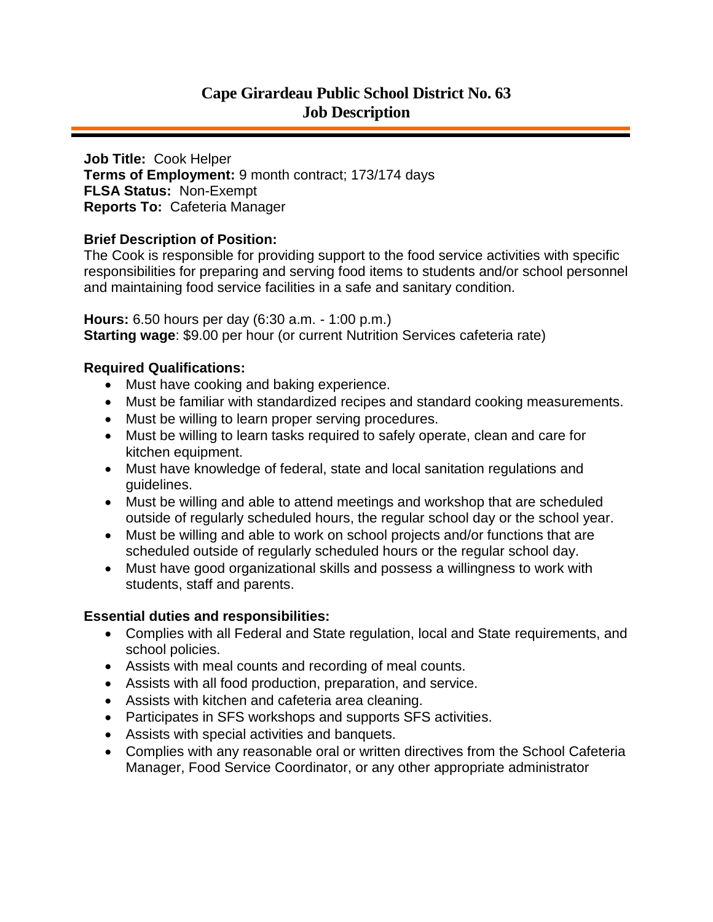# Cape Girardeau Public School District No. 63
# Job Description

**Job Title:** Cook Helper
**Terms of Employment:** 9 month contract; 173/174 days
**FLSA Status:** Non-Exempt
**Reports To:** Cafeteria Manager

**Brief Description of Position:**
The Cook is responsible for providing support to the food service activities with specific responsibilities for preparing and serving food items to students and/or school personnel and maintaining food service facilities in a safe and sanitary condition.

**Hours:** 6.50 hours per day (6:30 a.m. - 1:00 p.m.)
**Starting wage**: $9.00 per hour (or current Nutrition Services cafeteria rate)

**Required Qualifications:**

- Must have cooking and baking experience.
- Must be familiar with standardized recipes and standard cooking measurements.
- Must be willing to learn proper serving procedures.
- Must be willing to learn tasks required to safely operate, clean and care for kitchen equipment.
- Must have knowledge of federal, state and local sanitation regulations and guidelines.
- Must be willing and able to attend meetings and workshop that are scheduled outside of regularly scheduled hours, the regular school day or the school year.
- Must be willing and able to work on school projects and/or functions that are scheduled outside of regularly scheduled hours or the regular school day.
- Must have good organizational skills and possess a willingness to work with students, staff and parents.

**Essential duties and responsibilities:**

- Complies with all Federal and State regulation, local and State requirements, and school policies.
- Assists with meal counts and recording of meal counts.
- Assists with all food production, preparation, and service.
- Assists with kitchen and cafeteria area cleaning.
- Participates in SFS workshops and supports SFS activities.
- Assists with special activities and banquets.
- Complies with any reasonable oral or written directives from the School Cafeteria Manager, Food Service Coordinator, or any other appropriate administrator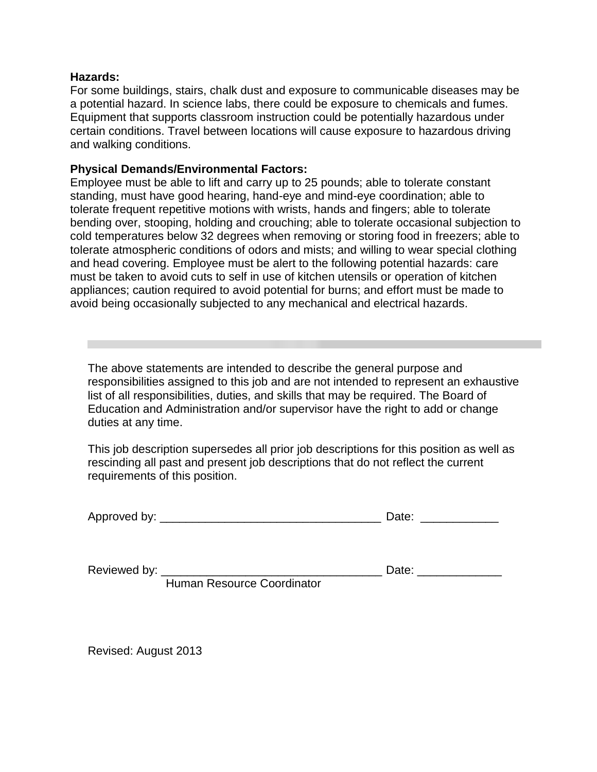**Hazards:**
For some buildings, stairs, chalk dust and exposure to communicable diseases may be a potential hazard. In science labs, there could be exposure to chemicals and fumes. Equipment that supports classroom instruction could be potentially hazardous under certain conditions. Travel between locations will cause exposure to hazardous driving and walking conditions.

**Physical Demands/Environmental Factors:**
Employee must be able to lift and carry up to 25 pounds; able to tolerate constant standing, must have good hearing, hand-eye and mind-eye coordination; able to tolerate frequent repetitive motions with wrists, hands and fingers; able to tolerate bending over, stooping, holding and crouching; able to tolerate occasional subjection to cold temperatures below 32 degrees when removing or storing food in freezers; able to tolerate atmospheric conditions of odors and mists; and willing to wear special clothing and head covering. Employee must be alert to the following potential hazards: care must be taken to avoid cuts to self in use of kitchen utensils or operation of kitchen appliances; caution required to avoid potential for burns; and effort must be made to avoid being occasionally subjected to any mechanical and electrical hazards.

---

The above statements are intended to describe the general purpose and responsibilities assigned to this job and are not intended to represent an exhaustive list of all responsibilities, duties, and skills that may be required. The Board of Education and Administration and/or supervisor have the right to add or change duties at any time.

This job description supersedes all prior job descriptions for this position as well as rescinding all past and present job descriptions that do not reflect the current requirements of this position.

Approved by: __________________________________ Date: ____________

Reviewed by: __________________________________ Date: _____________
Human Resource Coordinator

Revised: August 2013